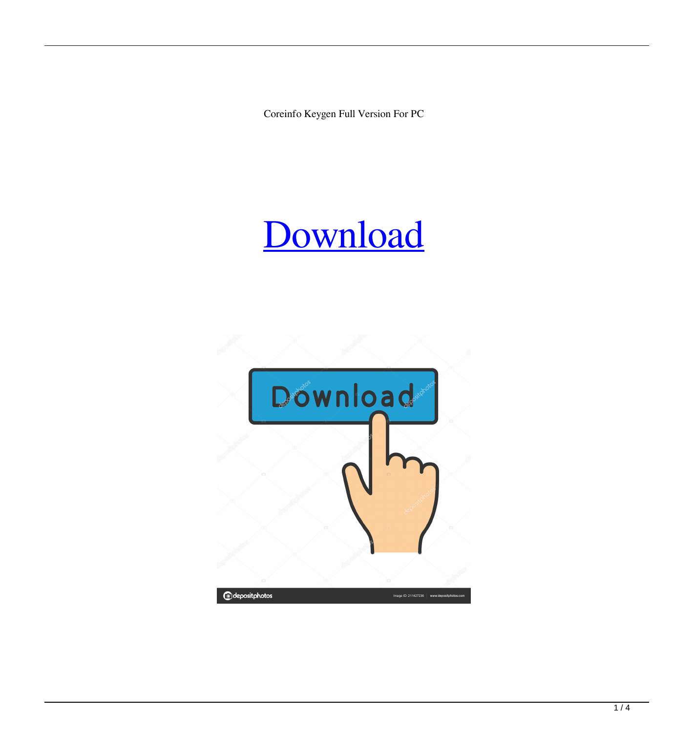Coreinfo Keygen Full Version For PC

Download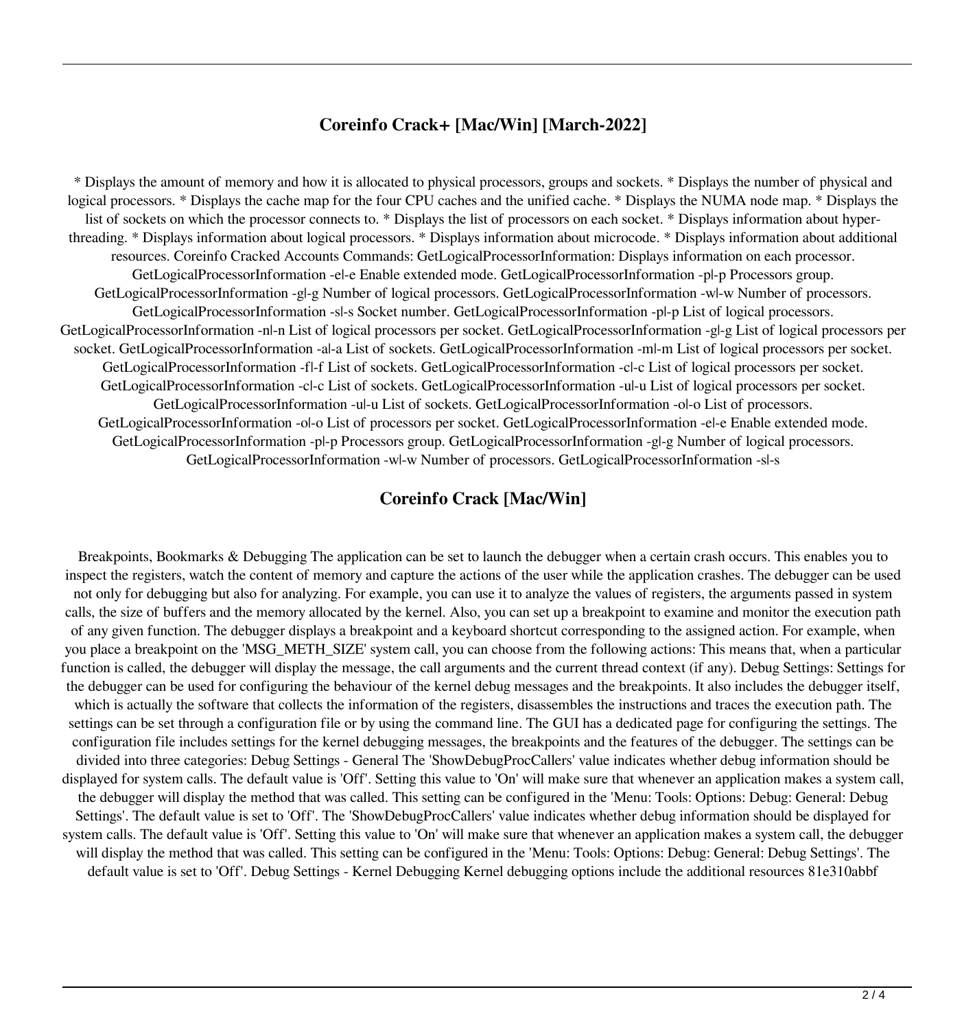## Coreinfo Crack+ [Mac/Win] [March-2022]

* Displays the amount of memory and how it is allocated to physical processors, groups and sockets. * Displays the number of physical and logical processors. * Displays the cache map for the four CPU caches and the unified cache. * Displays the NUMA node map. * Displays the list of sockets on which the processor connects to. * Displays the list of processors on each socket. * Displays information about hyper-threading. * Displays information about logical processors. * Displays information about microcode. * Displays information about additional resources. Coreinfo Cracked Accounts Commands: GetLogicalProcessorInformation: Displays information on each processor. GetLogicalProcessorInformation -e|-e Enable extended mode. GetLogicalProcessorInformation -p|-p Processors group. GetLogicalProcessorInformation -g|-g Number of logical processors. GetLogicalProcessorInformation -w|-w Number of processors. GetLogicalProcessorInformation -s|-s Socket number. GetLogicalProcessorInformation -p|-p List of logical processors. GetLogicalProcessorInformation -n|-n List of logical processors per socket. GetLogicalProcessorInformation -g|-g List of logical processors per socket. GetLogicalProcessorInformation -a|-a List of sockets. GetLogicalProcessorInformation -m|-m List of logical processors per socket. GetLogicalProcessorInformation -f|-f List of sockets. GetLogicalProcessorInformation -c|-c List of logical processors per socket. GetLogicalProcessorInformation -c|-c List of sockets. GetLogicalProcessorInformation -u|-u List of logical processors per socket. GetLogicalProcessorInformation -u|-u List of sockets. GetLogicalProcessorInformation -o|-o List of processors. GetLogicalProcessorInformation -o|-o List of processors per socket. GetLogicalProcessorInformation -e|-e Enable extended mode. GetLogicalProcessorInformation -p|-p Processors group. GetLogicalProcessorInformation -g|-g Number of logical processors. GetLogicalProcessorInformation -w|-w Number of processors. GetLogicalProcessorInformation -s|-s

## Coreinfo Crack [Mac/Win]

Breakpoints, Bookmarks & Debugging The application can be set to launch the debugger when a certain crash occurs. This enables you to inspect the registers, watch the content of memory and capture the actions of the user while the application crashes. The debugger can be used not only for debugging but also for analyzing. For example, you can use it to analyze the values of registers, the arguments passed in system calls, the size of buffers and the memory allocated by the kernel. Also, you can set up a breakpoint to examine and monitor the execution path of any given function. The debugger displays a breakpoint and a keyboard shortcut corresponding to the assigned action. For example, when you place a breakpoint on the 'MSG_METH_SIZE' system call, you can choose from the following actions: This means that, when a particular function is called, the debugger will display the message, the call arguments and the current thread context (if any). Debug Settings: Settings for the debugger can be used for configuring the behaviour of the kernel debug messages and the breakpoints. It also includes the debugger itself, which is actually the software that collects the information of the registers, disassembles the instructions and traces the execution path. The settings can be set through a configuration file or by using the command line. The GUI has a dedicated page for configuring the settings. The configuration file includes settings for the kernel debugging messages, the breakpoints and the features of the debugger. The settings can be divided into three categories: Debug Settings - General The 'ShowDebugProcCallers' value indicates whether debug information should be displayed for system calls. The default value is 'Off'. Setting this value to 'On' will make sure that whenever an application makes a system call, the debugger will display the method that was called. This setting can be configured in the 'Menu: Tools: Options: Debug: General: Debug Settings'. The default value is set to 'Off'. The 'ShowDebugProcCallers' value indicates whether debug information should be displayed for system calls. The default value is 'Off'. Setting this value to 'On' will make sure that whenever an application makes a system call, the debugger will display the method that was called. This setting can be configured in the 'Menu: Tools: Options: Debug: General: Debug Settings'. The default value is set to 'Off'. Debug Settings - Kernel Debugging Kernel debugging options include the additional resources 81e310abbf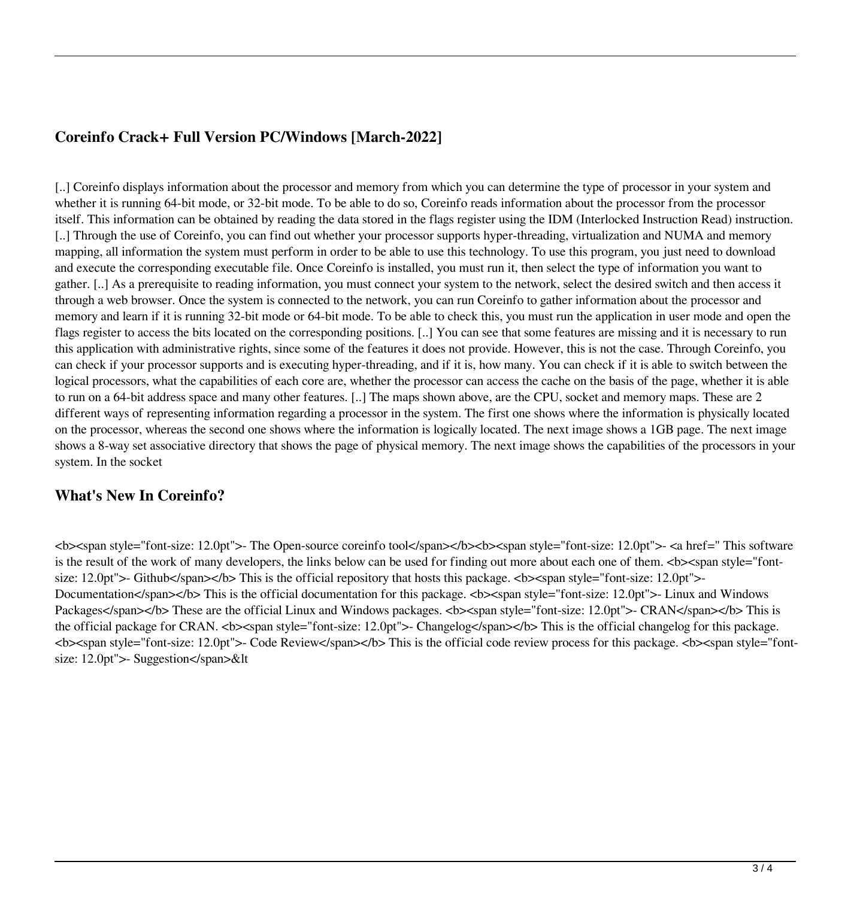## Coreinfo Crack+ Full Version PC/Windows [March-2022]

[..] Coreinfo displays information about the processor and memory from which you can determine the type of processor in your system and whether it is running 64-bit mode, or 32-bit mode. To be able to do so, Coreinfo reads information about the processor from the processor itself. This information can be obtained by reading the data stored in the flags register using the IDM (Interlocked Instruction Read) instruction. [..] Through the use of Coreinfo, you can find out whether your processor supports hyper-threading, virtualization and NUMA and memory mapping, all information the system must perform in order to be able to use this technology. To use this program, you just need to download and execute the corresponding executable file. Once Coreinfo is installed, you must run it, then select the type of information you want to gather. [..] As a prerequisite to reading information, you must connect your system to the network, select the desired switch and then access it through a web browser. Once the system is connected to the network, you can run Coreinfo to gather information about the processor and memory and learn if it is running 32-bit mode or 64-bit mode. To be able to check this, you must run the application in user mode and open the flags register to access the bits located on the corresponding positions. [..] You can see that some features are missing and it is necessary to run this application with administrative rights, since some of the features it does not provide. However, this is not the case. Through Coreinfo, you can check if your processor supports and is executing hyper-threading, and if it is, how many. You can check if it is able to switch between the logical processors, what the capabilities of each core are, whether the processor can access the cache on the basis of the page, whether it is able to run on a 64-bit address space and many other features. [..] The maps shown above, are the CPU, socket and memory maps. These are 2 different ways of representing information regarding a processor in the system. The first one shows where the information is physically located on the processor, whereas the second one shows where the information is logically located. The next image shows a 1GB page. The next image shows a 8-way set associative directory that shows the page of physical memory. The next image shows the capabilities of the processors in your system. In the socket

## What's New In Coreinfo?

<b><span style="font-size: 12.0pt">- The Open-source coreinfo tool</span></b><b><span style="font-size: 12.0pt">- <a href=" This software is the result of the work of many developers, the links below can be used for finding out more about each one of them. <b><span style="font-size: 12.0pt">- Github</span></b> This is the official repository that hosts this package. <b><span style="font-size: 12.0pt">- Documentation</span></b> This is the official documentation for this package. <b><span style="font-size: 12.0pt">- Linux and Windows Packages</span></b> These are the official Linux and Windows packages. <b><span style="font-size: 12.0pt">- CRAN</span></b> This is the official package for CRAN. <b><span style="font-size: 12.0pt">- Changelog</span></b> This is the official changelog for this package. <b><span style="font-size: 12.0pt">- Code Review</span></b> This is the official code review process for this package. <b><span style="font-size: 12.0pt">- Suggestion</span>&lt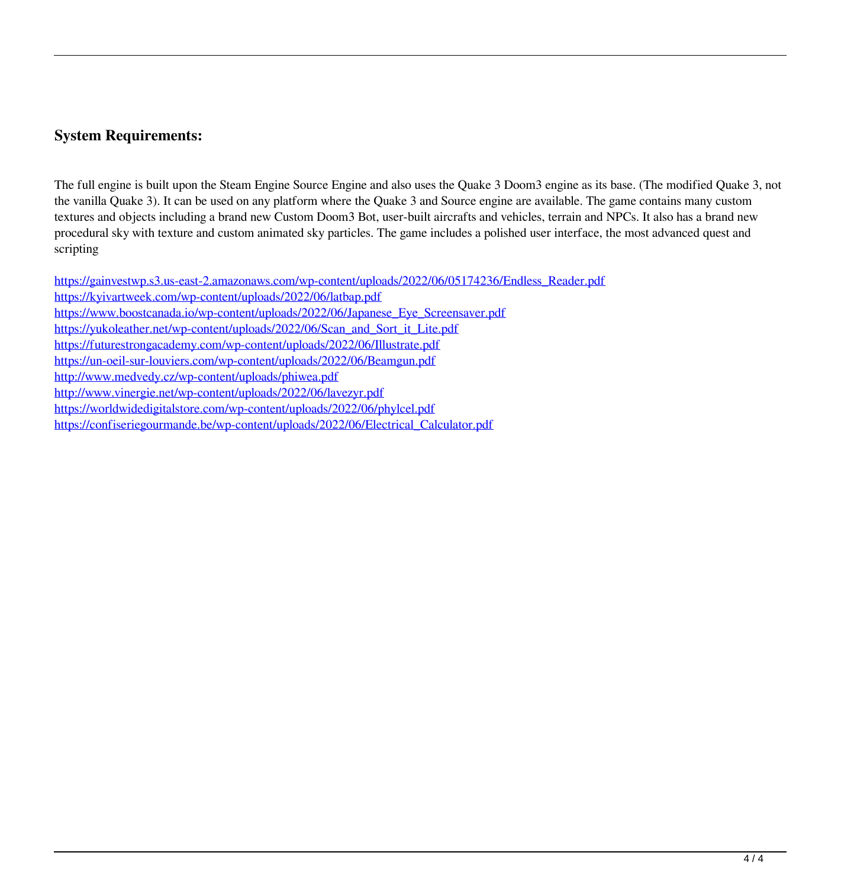## System Requirements:

The full engine is built upon the Steam Engine Source Engine and also uses the Quake 3 Doom3 engine as its base. (The modified Quake 3, not the vanilla Quake 3). It can be used on any platform where the Quake 3 and Source engine are available. The game contains many custom textures and objects including a brand new Custom Doom3 Bot, user-built aircrafts and vehicles, terrain and NPCs. It also has a brand new procedural sky with texture and custom animated sky particles. The game includes a polished user interface, the most advanced quest and scripting

https://gainvestwp.s3.us-east-2.amazonaws.com/wp-content/uploads/2022/06/05174236/Endless_Reader.pdf
https://kyivartweek.com/wp-content/uploads/2022/06/latbap.pdf
https://www.boostcanada.io/wp-content/uploads/2022/06/Japanese_Eye_Screensaver.pdf
https://yukoleather.net/wp-content/uploads/2022/06/Scan_and_Sort_it_Lite.pdf
https://futurestrongacademy.com/wp-content/uploads/2022/06/Illustrate.pdf
https://un-oeil-sur-louviers.com/wp-content/uploads/2022/06/Beamgun.pdf
http://www.medvedy.cz/wp-content/uploads/phiwea.pdf
http://www.vinergie.net/wp-content/uploads/2022/06/lavezyr.pdf
https://worldwidedigitalstore.com/wp-content/uploads/2022/06/phylcel.pdf
https://confiseriegourmande.be/wp-content/uploads/2022/06/Electrical_Calculator.pdf